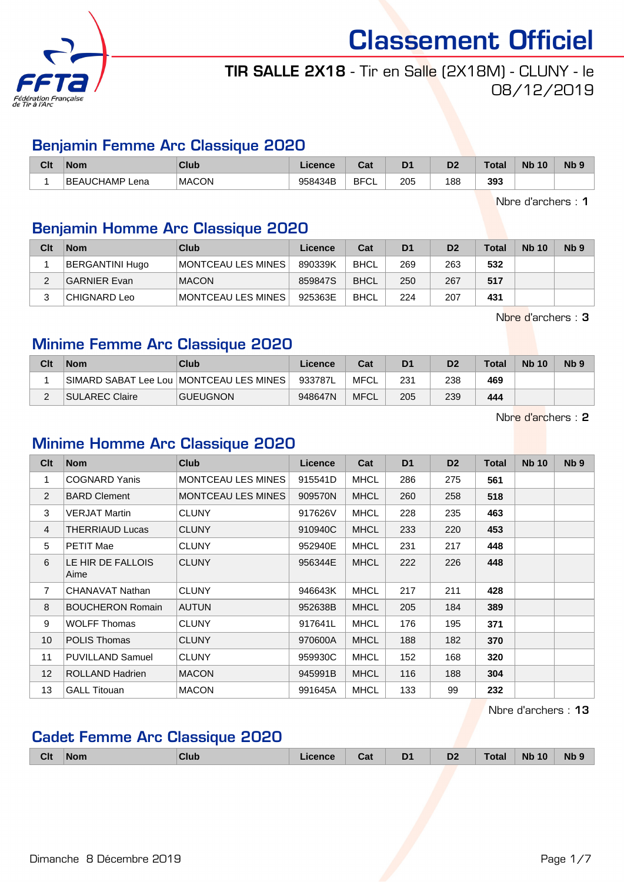# Classement Officiel

**TIR SALLE 2X18** - Tir en Salle (2X18M) - CLUNY - le 08/12/2019

## Benjamin Femme Arc Classique 2020

| Clt | Nom | Club | Licence | Cat | D1 | D2 | Total | Nb 10 | Nb 9 |
|---|---|---|---|---|---|---|---|---|---|
| 1 | BEAUCHAMP Lena | MACON | 958434B | BFCL | 205 | 188 | **393** | | |

Nbre d'archers : **1**

## Benjamin Homme Arc Classique 2020

| Clt | Nom | Club | Licence | Cat | D1 | D2 | Total | Nb 10 | Nb 9 |
|---|---|---|---|---|---|---|---|---|---|
| 1 | BERGANTINI Hugo | MONTCEAU LES MINES | 890339K | BHCL | 269 | 263 | **532** | | |
| 2 | GARNIER Evan | MACON | 859847S | BHCL | 250 | 267 | **517** | | |
| 3 | CHIGNARD Leo | MONTCEAU LES MINES | 925363E | BHCL | 224 | 207 | **431** | | |

Nbre d'archers : **3**

## Minime Femme Arc Classique 2020

| Clt | Nom | Club | Licence | Cat | D1 | D2 | Total | Nb 10 | Nb 9 |
|---|---|---|---|---|---|---|---|---|---|
| 1 | SIMARD SABAT Lee Lou | MONTCEAU LES MINES | 933787L | MFCL | 231 | 238 | **469** | | |
| 2 | SULAREC Claire | GUEUGNON | 948647N | MFCL | 205 | 239 | **444** | | |

Nbre d'archers : **2**

## Minime Homme Arc Classique 2020

| Clt | Nom | Club | Licence | Cat | D1 | D2 | Total | Nb 10 | Nb 9 |
|---|---|---|---|---|---|---|---|---|---|
| 1 | COGNARD Yanis | MONTCEAU LES MINES | 915541D | MHCL | 286 | 275 | **561** | | |
| 2 | BARD Clement | MONTCEAU LES MINES | 909570N | MHCL | 260 | 258 | **518** | | |
| 3 | VERJAT Martin | CLUNY | 917626V | MHCL | 228 | 235 | **463** | | |
| 4 | THERRIAUD Lucas | CLUNY | 910940C | MHCL | 233 | 220 | **453** | | |
| 5 | PETIT Mae | CLUNY | 952940E | MHCL | 231 | 217 | **448** | | |
| 6 | LE HIR DE FALLOIS Aime | CLUNY | 956344E | MHCL | 222 | 226 | **448** | | |
| 7 | CHANAVAT Nathan | CLUNY | 946643K | MHCL | 217 | 211 | **428** | | |
| 8 | BOUCHERON Romain | AUTUN | 952638B | MHCL | 205 | 184 | **389** | | |
| 9 | WOLFF Thomas | CLUNY | 917641L | MHCL | 176 | 195 | **371** | | |
| 10 | POLIS Thomas | CLUNY | 970600A | MHCL | 188 | 182 | **370** | | |
| 11 | PUVILLAND Samuel | CLUNY | 959930C | MHCL | 152 | 168 | **320** | | |
| 12 | ROLLAND Hadrien | MACON | 945991B | MHCL | 116 | 188 | **304** | | |
| 13 | GALL Titouan | MACON | 991645A | MHCL | 133 | 99 | **232** | | |

Nbre d'archers : **13**

## Cadet Femme Arc Classique 2020

| Clt | Nom | Club | Licence | Cat | D1 | D2 | Total | Nb 10 | Nb 9 |
|---|---|---|---|---|---|---|---|---|---|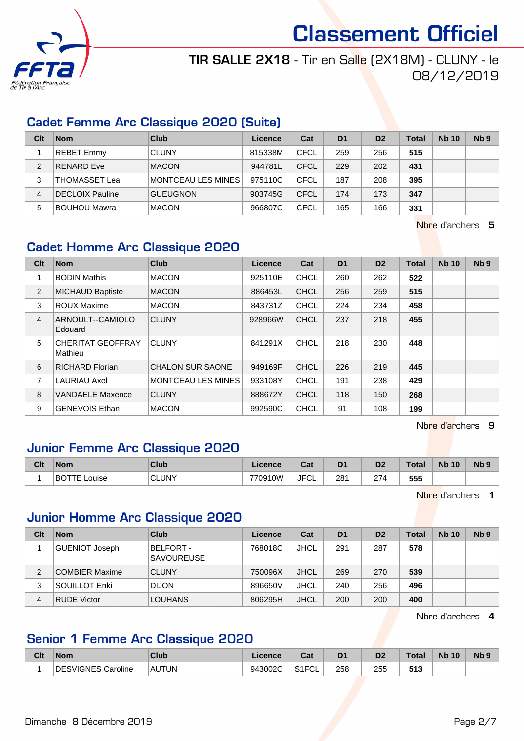# Classement Officiel

**TIR SALLE 2X18** - Tir en Salle (2X18M) - CLUNY - le 08/12/2019

## Cadet Femme Arc Classique 2020 (Suite)

| Clt | Nom | Club | Licence | Cat | D1 | D2 | Total | Nb 10 | Nb 9 |
|---|---|---|---|---|---|---|---|---|---|
| 1 | REBET Emmy | CLUNY | 815338M | CFCL | 259 | 256 | **515** | | |
| 2 | RENARD Eve | MACON | 944781L | CFCL | 229 | 202 | **431** | | |
| 3 | THOMASSET Lea | MONTCEAU LES MINES | 975110C | CFCL | 187 | 208 | **395** | | |
| 4 | DECLOIX Pauline | GUEUGNON | 903745G | CFCL | 174 | 173 | **347** | | |
| 5 | BOUHOU Mawra | MACON | 966807C | CFCL | 165 | 166 | **331** | | |

Nbre d'archers : **5**

## Cadet Homme Arc Classique 2020

| Clt | Nom | Club | Licence | Cat | D1 | D2 | Total | Nb 10 | Nb 9 |
|---|---|---|---|---|---|---|---|---|---|
| 1 | BODIN Mathis | MACON | 925110E | CHCL | 260 | 262 | **522** | | |
| 2 | MICHAUD Baptiste | MACON | 886453L | CHCL | 256 | 259 | **515** | | |
| 3 | ROUX Maxime | MACON | 843731Z | CHCL | 224 | 234 | **458** | | |
| 4 | ARNOULT--CAMIOLO Edouard | CLUNY | 928966W | CHCL | 237 | 218 | **455** | | |
| 5 | CHERITAT GEOFFRAY Mathieu | CLUNY | 841291X | CHCL | 218 | 230 | **448** | | |
| 6 | RICHARD Florian | CHALON SUR SAONE | 949169F | CHCL | 226 | 219 | **445** | | |
| 7 | LAURIAU Axel | MONTCEAU LES MINES | 933108Y | CHCL | 191 | 238 | **429** | | |
| 8 | VANDAELE Maxence | CLUNY | 888672Y | CHCL | 118 | 150 | **268** | | |
| 9 | GENEVOIS Ethan | MACON | 992590C | CHCL | 91 | 108 | **199** | | |

Nbre d'archers : **9**

## Junior Femme Arc Classique 2020

| Clt | Nom | Club | Licence | Cat | D1 | D2 | Total | Nb 10 | Nb 9 |
|---|---|---|---|---|---|---|---|---|---|
| 1 | BOTTE Louise | CLUNY | 770910W | JFCL | 281 | 274 | **555** | | |

Nbre d'archers : **1**

## Junior Homme Arc Classique 2020

| Clt | Nom | Club | Licence | Cat | D1 | D2 | Total | Nb 10 | Nb 9 |
|---|---|---|---|---|---|---|---|---|---|
| 1 | GUENIOT Joseph | BELFORT - SAVOUREUSE | 768018C | JHCL | 291 | 287 | **578** | | |
| 2 | COMBIER Maxime | CLUNY | 750096X | JHCL | 269 | 270 | **539** | | |
| 3 | SOUILLOT Enki | DIJON | 896650V | JHCL | 240 | 256 | **496** | | |
| 4 | RUDE Victor | LOUHANS | 806295H | JHCL | 200 | 200 | **400** | | |

Nbre d'archers : **4**

## Senior 1 Femme Arc Classique 2020

| Clt | Nom | Club | Licence | Cat | D1 | D2 | Total | Nb 10 | Nb 9 |
|---|---|---|---|---|---|---|---|---|---|
| 1 | DESVIGNES Caroline | AUTUN | 943002C | S1FCL | 258 | 255 | **513** | | |

Dimanche 8 Décembre 2019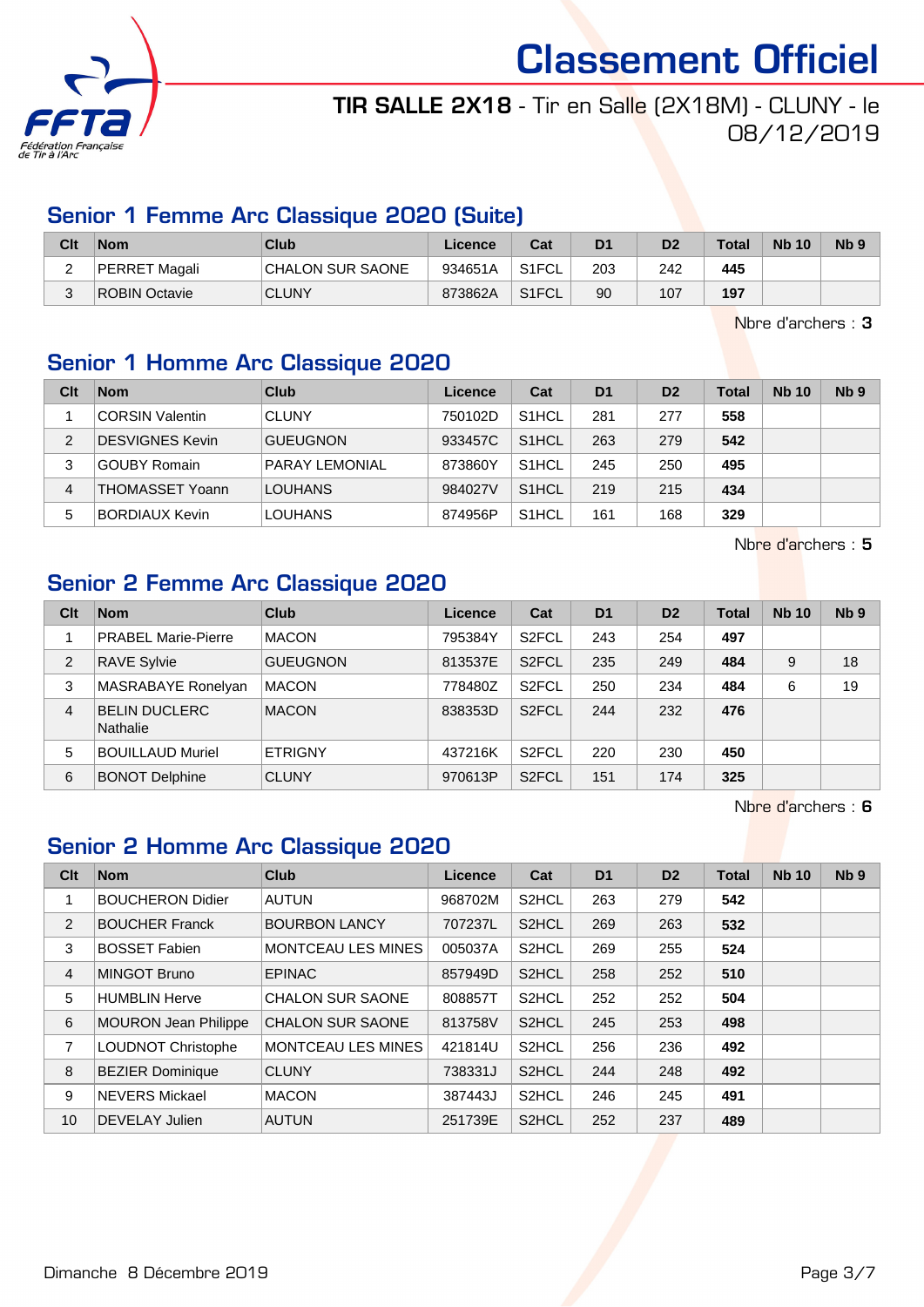# Classement Officiel

**TIR SALLE 2X18** - Tir en Salle (2X18M) - CLUNY - le 08/12/2019

## Senior 1 Femme Arc Classique 2020 (Suite)

| Clt | Nom | Club | Licence | Cat | D1 | D2 | Total | Nb 10 | Nb 9 |
|---|---|---|---|---|---|---|---|---|---|
| 2 | PERRET Magali | CHALON SUR SAONE | 934651A | S1FCL | 203 | 242 | **445** | | |
| 3 | ROBIN Octavie | CLUNY | 873862A | S1FCL | 90 | 107 | **197** | | |

Nbre d'archers : **3**

## Senior 1 Homme Arc Classique 2020

| Clt | Nom | Club | Licence | Cat | D1 | D2 | Total | Nb 10 | Nb 9 |
|---|---|---|---|---|---|---|---|---|---|
| 1 | CORSIN Valentin | CLUNY | 750102D | S1HCL | 281 | 277 | **558** | | |
| 2 | DESVIGNES Kevin | GUEUGNON | 933457C | S1HCL | 263 | 279 | **542** | | |
| 3 | GOUBY Romain | PARAY LEMONIAL | 873860Y | S1HCL | 245 | 250 | **495** | | |
| 4 | THOMASSET Yoann | LOUHANS | 984027V | S1HCL | 219 | 215 | **434** | | |
| 5 | BORDIAUX Kevin | LOUHANS | 874956P | S1HCL | 161 | 168 | **329** | | |

Nbre d'archers : **5**

## Senior 2 Femme Arc Classique 2020

| Clt | Nom | Club | Licence | Cat | D1 | D2 | Total | Nb 10 | Nb 9 |
|---|---|---|---|---|---|---|---|---|---|
| 1 | PRABEL Marie-Pierre | MACON | 795384Y | S2FCL | 243 | 254 | **497** | | |
| 2 | RAVE Sylvie | GUEUGNON | 813537E | S2FCL | 235 | 249 | **484** | 9 | 18 |
| 3 | MASRABAYE Ronelyan | MACON | 778480Z | S2FCL | 250 | 234 | **484** | 6 | 19 |
| 4 | BELIN DUCLERC Nathalie | MACON | 838353D | S2FCL | 244 | 232 | **476** | | |
| 5 | BOUILLAUD Muriel | ETRIGNY | 437216K | S2FCL | 220 | 230 | **450** | | |
| 6 | BONOT Delphine | CLUNY | 970613P | S2FCL | 151 | 174 | **325** | | |

Nbre d'archers : **6**

## Senior 2 Homme Arc Classique 2020

| Clt | Nom | Club | Licence | Cat | D1 | D2 | Total | Nb 10 | Nb 9 |
|---|---|---|---|---|---|---|---|---|---|
| 1 | BOUCHERON Didier | AUTUN | 968702M | S2HCL | 263 | 279 | **542** | | |
| 2 | BOUCHER Franck | BOURBON LANCY | 707237L | S2HCL | 269 | 263 | **532** | | |
| 3 | BOSSET Fabien | MONTCEAU LES MINES | 005037A | S2HCL | 269 | 255 | **524** | | |
| 4 | MINGOT Bruno | EPINAC | 857949D | S2HCL | 258 | 252 | **510** | | |
| 5 | HUMBLIN Herve | CHALON SUR SAONE | 808857T | S2HCL | 252 | 252 | **504** | | |
| 6 | MOURON Jean Philippe | CHALON SUR SAONE | 813758V | S2HCL | 245 | 253 | **498** | | |
| 7 | LOUDNOT Christophe | MONTCEAU LES MINES | 421814U | S2HCL | 256 | 236 | **492** | | |
| 8 | BEZIER Dominique | CLUNY | 738331J | S2HCL | 244 | 248 | **492** | | |
| 9 | NEVERS Mickael | MACON | 387443J | S2HCL | 246 | 245 | **491** | | |
| 10 | DEVELAY Julien | AUTUN | 251739E | S2HCL | 252 | 237 | **489** | | |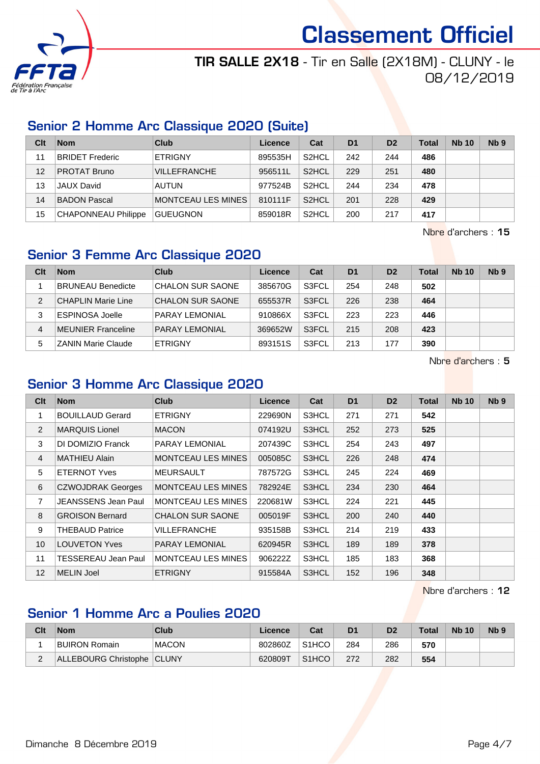# Classement Officiel

**TIR SALLE 2X18** - Tir en Salle (2X18M) - CLUNY - le 08/12/2019

## Senior 2 Homme Arc Classique 2020 (Suite)

| Clt | Nom | Club | Licence | Cat | D1 | D2 | Total | Nb 10 | Nb 9 |
|---|---|---|---|---|---|---|---|---|---|
| 11 | BRIDET Frederic | ETRIGNY | 895535H | S2HCL | 242 | 244 | **486** | | |
| 12 | PROTAT Bruno | VILLEFRANCHE | 956511L | S2HCL | 229 | 251 | **480** | | |
| 13 | JAUX David | AUTUN | 977524B | S2HCL | 244 | 234 | **478** | | |
| 14 | BADON Pascal | MONTCEAU LES MINES | 810111F | S2HCL | 201 | 228 | **429** | | |
| 15 | CHAPONNEAU Philippe | GUEUGNON | 859018R | S2HCL | 200 | 217 | **417** | | |

Nbre d'archers : **15**

## Senior 3 Femme Arc Classique 2020

| Clt | Nom | Club | Licence | Cat | D1 | D2 | Total | Nb 10 | Nb 9 |
|---|---|---|---|---|---|---|---|---|---|
| 1 | BRUNEAU Benedicte | CHALON SUR SAONE | 385670G | S3FCL | 254 | 248 | **502** | | |
| 2 | CHAPLIN Marie Line | CHALON SUR SAONE | 655537R | S3FCL | 226 | 238 | **464** | | |
| 3 | ESPINOSA Joelle | PARAY LEMONIAL | 910866X | S3FCL | 223 | 223 | **446** | | |
| 4 | MEUNIER Franceline | PARAY LEMONIAL | 369652W | S3FCL | 215 | 208 | **423** | | |
| 5 | ZANIN Marie Claude | ETRIGNY | 893151S | S3FCL | 213 | 177 | **390** | | |

Nbre d'archers : **5**

## Senior 3 Homme Arc Classique 2020

| Clt | Nom | Club | Licence | Cat | D1 | D2 | Total | Nb 10 | Nb 9 |
|---|---|---|---|---|---|---|---|---|---|
| 1 | BOUILLAUD Gerard | ETRIGNY | 229690N | S3HCL | 271 | 271 | **542** | | |
| 2 | MARQUIS Lionel | MACON | 074192U | S3HCL | 252 | 273 | **525** | | |
| 3 | DI DOMIZIO Franck | PARAY LEMONIAL | 207439C | S3HCL | 254 | 243 | **497** | | |
| 4 | MATHIEU Alain | MONTCEAU LES MINES | 005085C | S3HCL | 226 | 248 | **474** | | |
| 5 | ETERNOT Yves | MEURSAULT | 787572G | S3HCL | 245 | 224 | **469** | | |
| 6 | CZWOJDRAK Georges | MONTCEAU LES MINES | 782924E | S3HCL | 234 | 230 | **464** | | |
| 7 | JEANSSENS Jean Paul | MONTCEAU LES MINES | 220681W | S3HCL | 224 | 221 | **445** | | |
| 8 | GROISON Bernard | CHALON SUR SAONE | 005019F | S3HCL | 200 | 240 | **440** | | |
| 9 | THEBAUD Patrice | VILLEFRANCHE | 935158B | S3HCL | 214 | 219 | **433** | | |
| 10 | LOUVETON Yves | PARAY LEMONIAL | 620945R | S3HCL | 189 | 189 | **378** | | |
| 11 | TESSEREAU Jean Paul | MONTCEAU LES MINES | 906222Z | S3HCL | 185 | 183 | **368** | | |
| 12 | MELIN Joel | ETRIGNY | 915584A | S3HCL | 152 | 196 | **348** | | |

Nbre d'archers : **12**

## Senior 1 Homme Arc a Poulies 2020

| Clt | Nom | Club | Licence | Cat | D1 | D2 | Total | Nb 10 | Nb 9 |
|---|---|---|---|---|---|---|---|---|---|
| 1 | BUIRON Romain | MACON | 802860Z | S1HCO | 284 | 286 | **570** | | |
| 2 | ALLEBOURG Christophe | CLUNY | 620809T | S1HCO | 272 | 282 | **554** | | |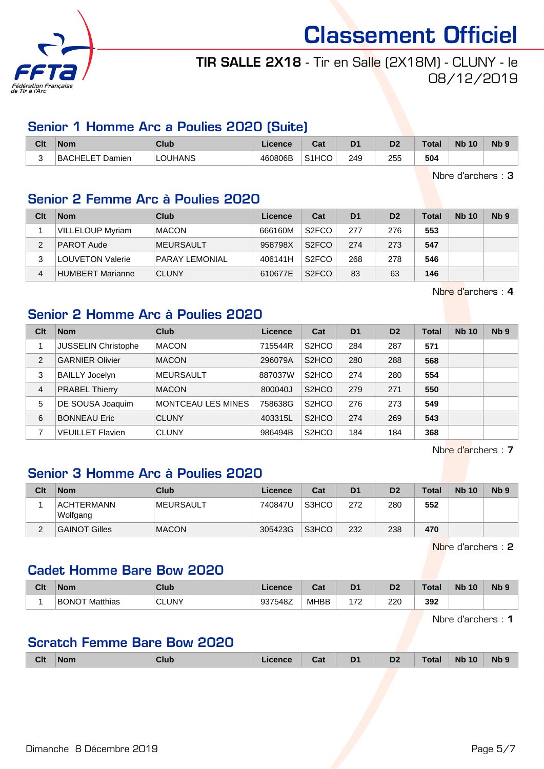# Classement Officiel

**TIR SALLE 2X18** - Tir en Salle (2X18M) - CLUNY - le 08/12/2019

## Senior 1 Homme Arc a Poulies 2020 (Suite)

| Clt | Nom | Club | Licence | Cat | D1 | D2 | Total | Nb 10 | Nb 9 |
|---|---|---|---|---|---|---|---|---|---|
| 3 | BACHELET Damien | LOUHANS | 460806B | S1HCO | 249 | 255 | **504** | | |

Nbre d'archers : **3**

## Senior 2 Femme Arc à Poulies 2020

| Clt | Nom | Club | Licence | Cat | D1 | D2 | Total | Nb 10 | Nb 9 |
|---|---|---|---|---|---|---|---|---|---|
| 1 | VILLELOUP Myriam | MACON | 666160M | S2FCO | 277 | 276 | **553** | | |
| 2 | PAROT Aude | MEURSAULT | 958798X | S2FCO | 274 | 273 | **547** | | |
| 3 | LOUVETON Valerie | PARAY LEMONIAL | 406141H | S2FCO | 268 | 278 | **546** | | |
| 4 | HUMBERT Marianne | CLUNY | 610677E | S2FCO | 83 | 63 | **146** | | |

Nbre d'archers : **4**

## Senior 2 Homme Arc à Poulies 2020

| Clt | Nom | Club | Licence | Cat | D1 | D2 | Total | Nb 10 | Nb 9 |
|---|---|---|---|---|---|---|---|---|---|
| 1 | JUSSELIN Christophe | MACON | 715544R | S2HCO | 284 | 287 | **571** | | |
| 2 | GARNIER Olivier | MACON | 296079A | S2HCO | 280 | 288 | **568** | | |
| 3 | BAILLY Jocelyn | MEURSAULT | 887037W | S2HCO | 274 | 280 | **554** | | |
| 4 | PRABEL Thierry | MACON | 800040J | S2HCO | 279 | 271 | **550** | | |
| 5 | DE SOUSA Joaquim | MONTCEAU LES MINES | 758638G | S2HCO | 276 | 273 | **549** | | |
| 6 | BONNEAU Eric | CLUNY | 403315L | S2HCO | 274 | 269 | **543** | | |
| 7 | VEUILLET Flavien | CLUNY | 986494B | S2HCO | 184 | 184 | **368** | | |

Nbre d'archers : **7**

## Senior 3 Homme Arc à Poulies 2020

| Clt | Nom | Club | Licence | Cat | D1 | D2 | Total | Nb 10 | Nb 9 |
|---|---|---|---|---|---|---|---|---|---|
| 1 | ACHTERMANN Wolfgang | MEURSAULT | 740847U | S3HCO | 272 | 280 | **552** | | |
| 2 | GAINOT Gilles | MACON | 305423G | S3HCO | 232 | 238 | **470** | | |

Nbre d'archers : **2**

## Cadet Homme Bare Bow 2020

| Clt | Nom | Club | Licence | Cat | D1 | D2 | Total | Nb 10 | Nb 9 |
|---|---|---|---|---|---|---|---|---|---|
| 1 | BONOT Matthias | CLUNY | 937548Z | MHBB | 172 | 220 | **392** | | |

Nbre d'archers : **1**

## Scratch Femme Bare Bow 2020

| Clt | Nom | Club | Licence | Cat | D1 | D2 | Total | Nb 10 | Nb 9 |
|---|---|---|---|---|---|---|---|---|---|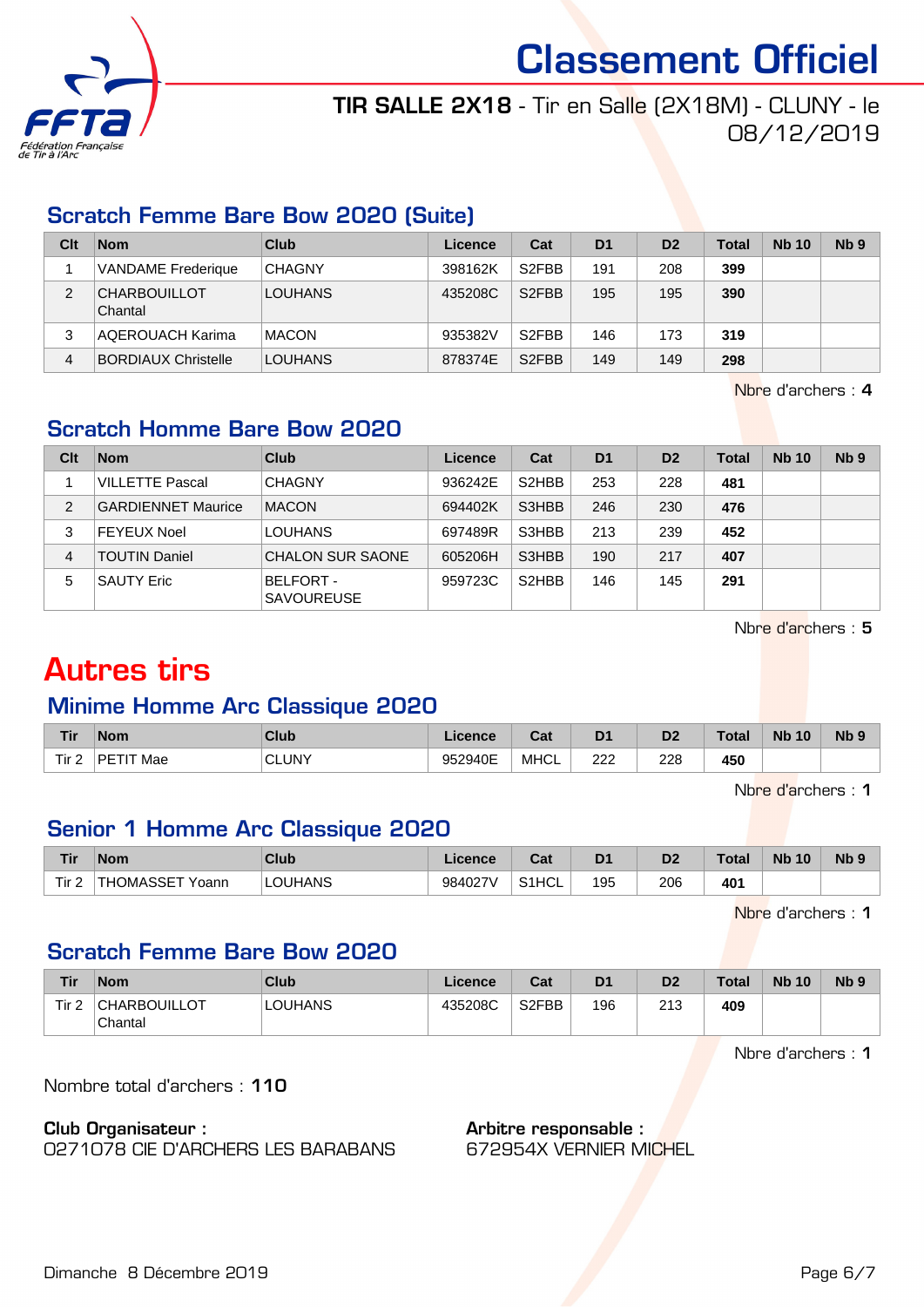# Classement Officiel

**TIR SALLE 2X18** - Tir en Salle (2X18M) - CLUNY - le 08/12/2019

## Scratch Femme Bare Bow 2020 (Suite)

| Clt | Nom | Club | Licence | Cat | D1 | D2 | Total | Nb 10 | Nb 9 |
|---|---|---|---|---|---|---|---|---|---|
| 1 | VANDAME Frederique | CHAGNY | 398162K | S2FBB | 191 | 208 | **399** | | |
| 2 | CHARBOUILLOT Chantal | LOUHANS | 435208C | S2FBB | 195 | 195 | **390** | | |
| 3 | AQEROUACH Karima | MACON | 935382V | S2FBB | 146 | 173 | **319** | | |
| 4 | BORDIAUX Christelle | LOUHANS | 878374E | S2FBB | 149 | 149 | **298** | | |

Nbre d'archers : **4**

## Scratch Homme Bare Bow 2020

| Clt | Nom | Club | Licence | Cat | D1 | D2 | Total | Nb 10 | Nb 9 |
|---|---|---|---|---|---|---|---|---|---|
| 1 | VILLETTE Pascal | CHAGNY | 936242E | S2HBB | 253 | 228 | **481** | | |
| 2 | GARDIENNET Maurice | MACON | 694402K | S3HBB | 246 | 230 | **476** | | |
| 3 | FEYEUX Noel | LOUHANS | 697489R | S3HBB | 213 | 239 | **452** | | |
| 4 | TOUTIN Daniel | CHALON SUR SAONE | 605206H | S3HBB | 190 | 217 | **407** | | |
| 5 | SAUTY Eric | BELFORT - SAVOUREUSE | 959723C | S2HBB | 146 | 145 | **291** | | |

Nbre d'archers : **5**

# Autres tirs

## Minime Homme Arc Classique 2020

| Tir | Nom | Club | Licence | Cat | D1 | D2 | Total | Nb 10 | Nb 9 |
|---|---|---|---|---|---|---|---|---|---|
| Tir 2 | PETIT Mae | CLUNY | 952940E | MHCL | 222 | 228 | **450** | | |

Nbre d'archers : **1**

## Senior 1 Homme Arc Classique 2020

| Tir | Nom | Club | Licence | Cat | D1 | D2 | Total | Nb 10 | Nb 9 |
|---|---|---|---|---|---|---|---|---|---|
| Tir 2 | THOMASSET Yoann | LOUHANS | 984027V | S1HCL | 195 | 206 | **401** | | |

Nbre d'archers : **1**

## Scratch Femme Bare Bow 2020

| Tir | Nom | Club | Licence | Cat | D1 | D2 | Total | Nb 10 | Nb 9 |
|---|---|---|---|---|---|---|---|---|---|
| Tir 2 | CHARBOUILLOT Chantal | LOUHANS | 435208C | S2FBB | 196 | 213 | **409** | | |

Nbre d'archers : **1**

Nombre total d'archers : **110**

**Club Organisateur :**
0271078 CIE D'ARCHERS LES BARABANS

**Arbitre responsable :**
672954X VERNIER MICHEL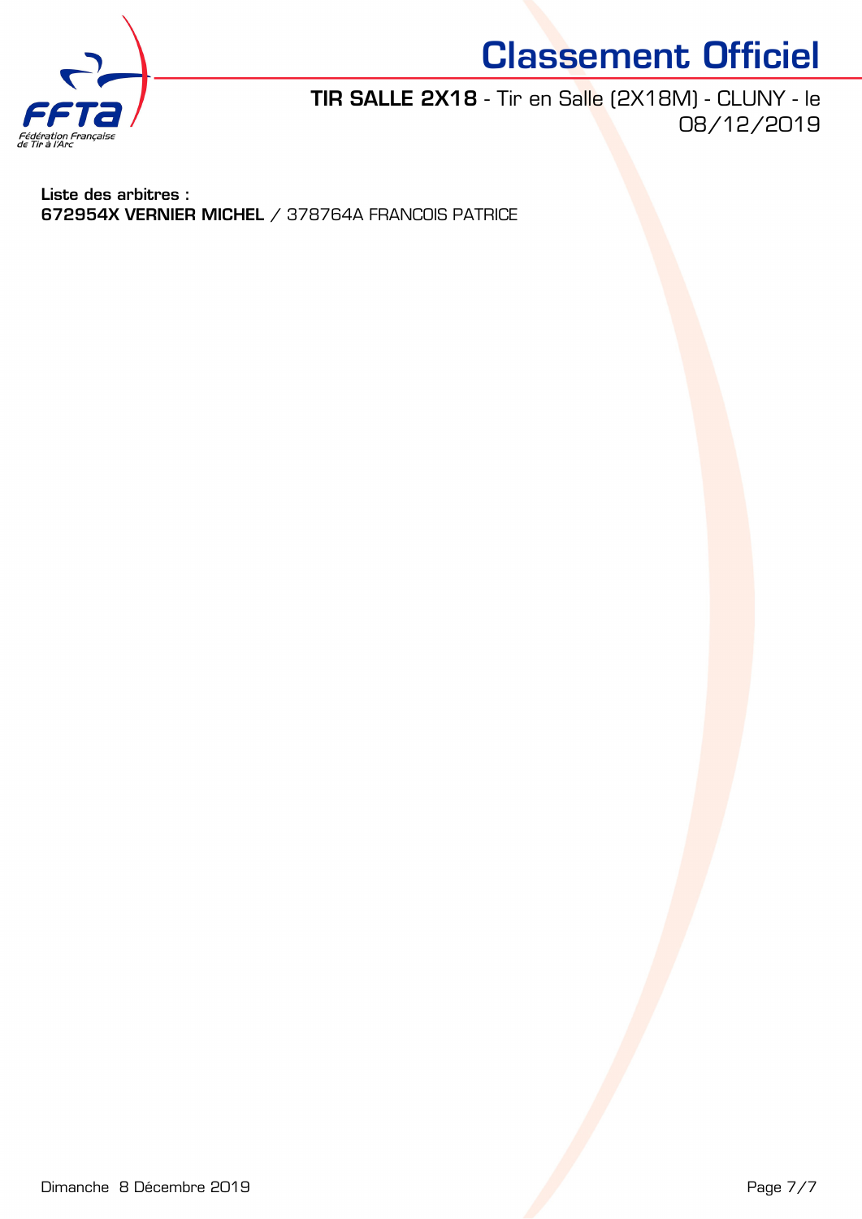**Liste des arbitres :**
**672954X VERNIER MICHEL** / 378764A FRANCOIS PATRICE